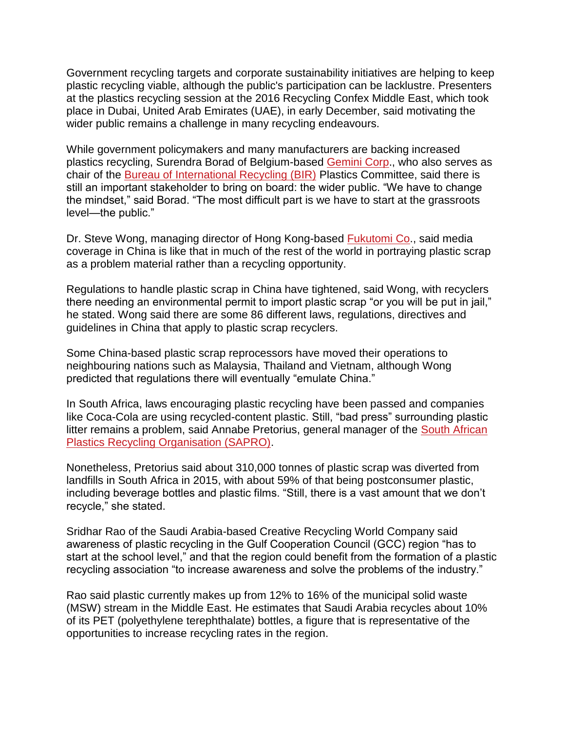Government recycling targets and corporate sustainability initiatives are helping to keep plastic recycling viable, although the public's participation can be lacklustre. Presenters at the plastics recycling session at the 2016 Recycling Confex Middle East, which took place in Dubai, United Arab Emirates (UAE), in early December, said motivating the wider public remains a challenge in many recycling endeavours.

While government policymakers and many manufacturers are backing increased plastics recycling, Surendra Borad of Belgium-based Gemini Corp., who also serves as chair of the Bureau of International Recycling (BIR) Plastics Committee, said there is still an important stakeholder to bring on board: the wider public. "We have to change the mindset," said Borad. "The most difficult part is we have to start at the grassroots level—the public."

Dr. Steve Wong, managing director of Hong Kong-based Fukutomi Co., said media coverage in China is like that in much of the rest of the world in portraying plastic scrap as a problem material rather than a recycling opportunity.

Regulations to handle plastic scrap in China have tightened, said Wong, with recyclers there needing an environmental permit to import plastic scrap "or you will be put in jail," he stated. Wong said there are some 86 different laws, regulations, directives and guidelines in China that apply to plastic scrap recyclers.

Some China-based plastic scrap reprocessors have moved their operations to neighbouring nations such as Malaysia, Thailand and Vietnam, although Wong predicted that regulations there will eventually "emulate China."

In South Africa, laws encouraging plastic recycling have been passed and companies like Coca-Cola are using recycled-content plastic. Still, "bad press" surrounding plastic litter remains a problem, said Annabe Pretorius, general manager of the South African Plastics Recycling Organisation (SAPRO).

Nonetheless, Pretorius said about 310,000 tonnes of plastic scrap was diverted from landfills in South Africa in 2015, with about 59% of that being postconsumer plastic, including beverage bottles and plastic films. "Still, there is a vast amount that we don't recycle," she stated.

Sridhar Rao of the Saudi Arabia-based Creative Recycling World Company said awareness of plastic recycling in the Gulf Cooperation Council (GCC) region "has to start at the school level," and that the region could benefit from the formation of a plastic recycling association "to increase awareness and solve the problems of the industry."

Rao said plastic currently makes up from 12% to 16% of the municipal solid waste (MSW) stream in the Middle East. He estimates that Saudi Arabia recycles about 10% of its PET (polyethylene terephthalate) bottles, a figure that is representative of the opportunities to increase recycling rates in the region.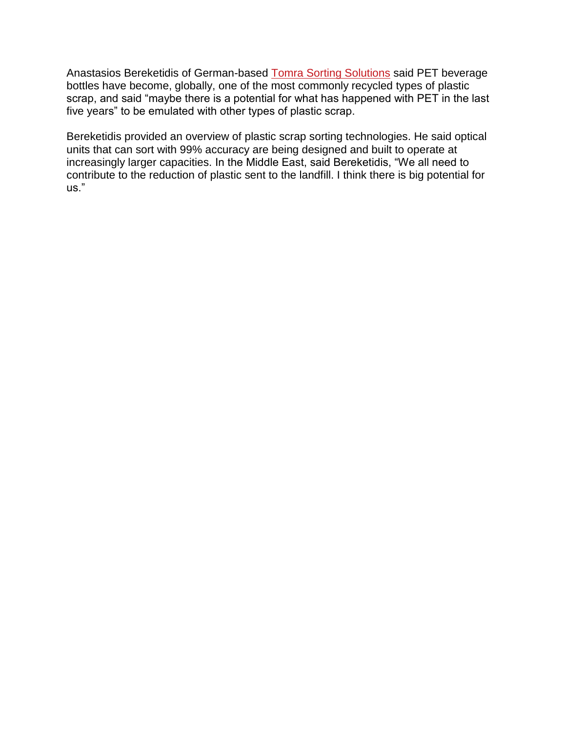Anastasios Bereketidis of German-based Tomra Sorting Solutions said PET beverage bottles have become, globally, one of the most commonly recycled types of plastic scrap, and said "maybe there is a potential for what has happened with PET in the last five years" to be emulated with other types of plastic scrap.

Bereketidis provided an overview of plastic scrap sorting technologies. He said optical units that can sort with 99% accuracy are being designed and built to operate at increasingly larger capacities. In the Middle East, said Bereketidis, "We all need to contribute to the reduction of plastic sent to the landfill. I think there is big potential for us."